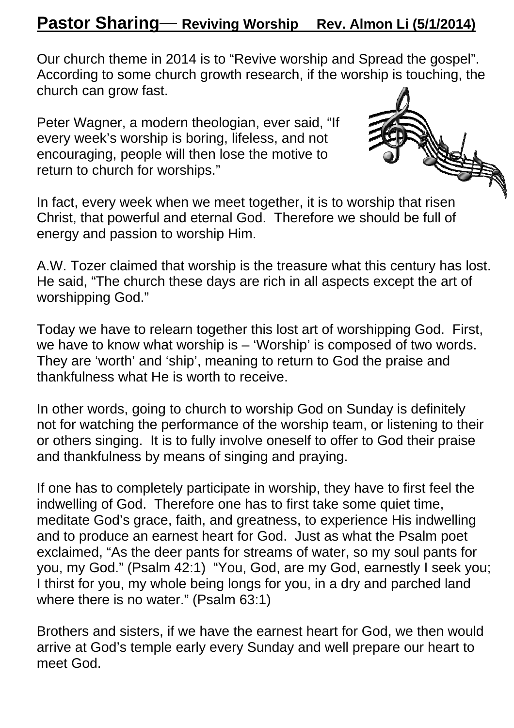# Pastor Sharing— Reviving Worship Rev. Almon Li (5/1/2014)

Our church theme in 2014 is to “Revive worship and Spread the gospel”. According to some church growth research, if the worship is touching, the church can grow fast.

Peter Wagner, a modern theologian, ever said, “If every week’s worship is boring, lifeless, and not encouraging, people will then lose the motive to return to church for worships.”

In fact, every week when we meet together, it is to worship that risen Christ, that powerful and eternal God. Therefore we should be full of energy and passion to worship Him.

A.W. Tozer claimed that worship is the treasure what this century has lost. He said, “The church these days are rich in all aspects except the art of worshipping God.”

Today we have to relearn together this lost art of worshipping God. First, we have to know what worship is – ‘Worship’ is composed of two words. They are ‘worth’ and ‘ship’, meaning to return to God the praise and thankfulness what He is worth to receive.

In other words, going to church to worship God on Sunday is definitely not for watching the performance of the worship team, or listening to their or others singing. It is to fully involve oneself to offer to God their praise and thankfulness by means of singing and praying.

If one has to completely participate in worship, they have to first feel the indwelling of God. Therefore one has to first take some quiet time, meditate God’s grace, faith, and greatness, to experience His indwelling and to produce an earnest heart for God. Just as what the Psalm poet exclaimed, “As the deer pants for streams of water, so my soul pants for you, my God.” (Psalm 42:1) “You, God, are my God, earnestly I seek you; I thirst for you, my whole being longs for you, in a dry and parched land where there is no water.” (Psalm 63:1)

Brothers and sisters, if we have the earnest heart for God, we then would arrive at God’s temple early every Sunday and well prepare our heart to meet God.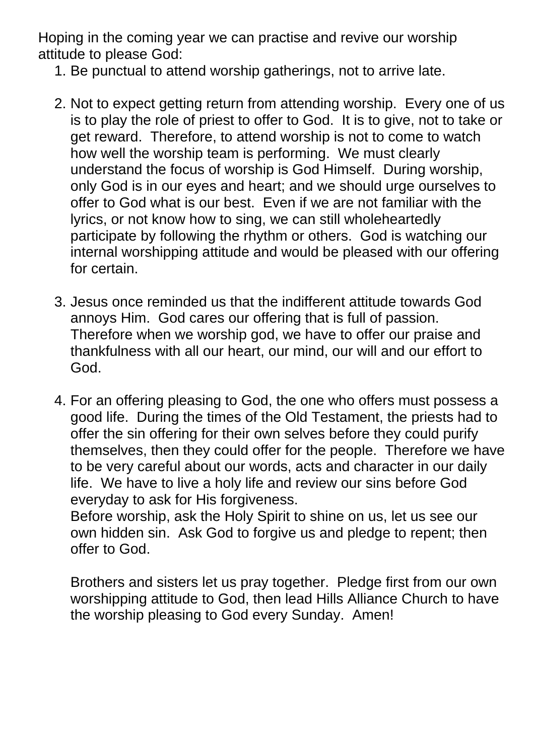Hoping in the coming year we can practise and revive our worship attitude to please God:

1. Be punctual to attend worship gatherings, not to arrive late.

2. Not to expect getting return from attending worship. Every one of us is to play the role of priest to offer to God. It is to give, not to take or get reward. Therefore, to attend worship is not to come to watch how well the worship team is performing. We must clearly understand the focus of worship is God Himself. During worship, only God is in our eyes and heart; and we should urge ourselves to offer to God what is our best. Even if we are not familiar with the lyrics, or not know how to sing, we can still wholeheartedly participate by following the rhythm or others. God is watching our internal worshipping attitude and would be pleased with our offering for certain.

3. Jesus once reminded us that the indifferent attitude towards God annoys Him. God cares our offering that is full of passion. Therefore when we worship god, we have to offer our praise and thankfulness with all our heart, our mind, our will and our effort to God.

4. For an offering pleasing to God, the one who offers must possess a good life. During the times of the Old Testament, the priests had to offer the sin offering for their own selves before they could purify themselves, then they could offer for the people. Therefore we have to be very careful about our words, acts and character in our daily life. We have to live a holy life and review our sins before God everyday to ask for His forgiveness.
   Before worship, ask the Holy Spirit to shine on us, let us see our own hidden sin. Ask God to forgive us and pledge to repent; then offer to God.

   Brothers and sisters let us pray together. Pledge first from our own worshipping attitude to God, then lead Hills Alliance Church to have the worship pleasing to God every Sunday. Amen!